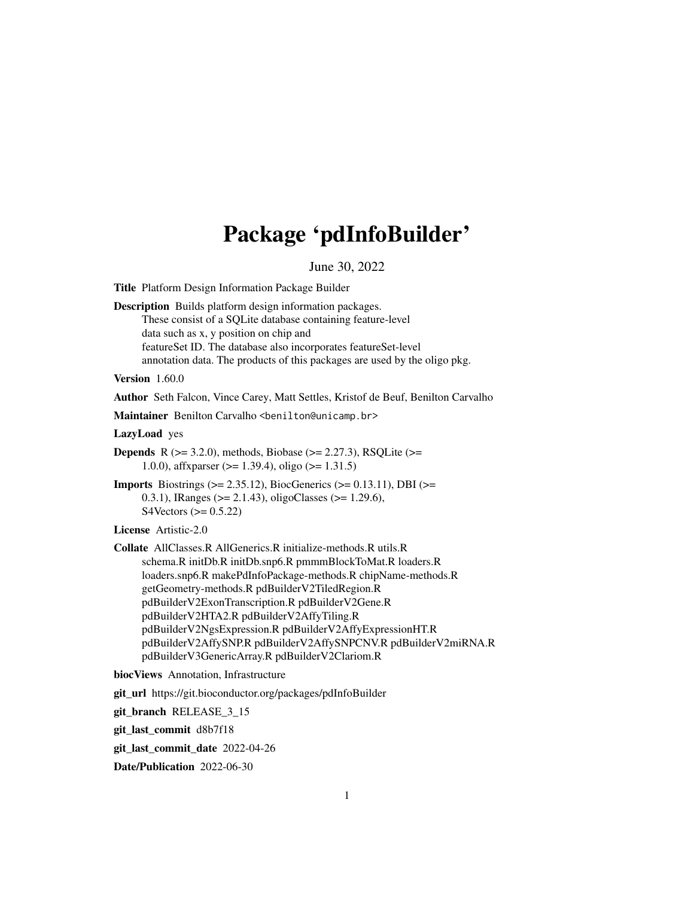# Package 'pdInfoBuilder'

June 30, 2022

**Title** Platform Design Information Package Builder

**Description** Builds platform design information packages. These consist of a SQLite database containing feature-level data such as x, y position on chip and featureSet ID. The database also incorporates featureSet-level annotation data. The products of this packages are used by the oligo pkg.

**Version** 1.60.0

**Author** Seth Falcon, Vince Carey, Matt Settles, Kristof de Beuf, Benilton Carvalho

**Maintainer** Benilton Carvalho <benilton@unicamp.br>

**LazyLoad** yes

**Depends** R (>= 3.2.0), methods, Biobase (>= 2.27.3), RSQLite (>= 1.0.0), affxparser (>= 1.39.4), oligo (>= 1.31.5)

**Imports** Biostrings (>= 2.35.12), BiocGenerics (>= 0.13.11), DBI (>= 0.3.1), IRanges (>= 2.1.43), oligoClasses (>= 1.29.6), S4Vectors (>= 0.5.22)

**License** Artistic-2.0

**Collate** AllClasses.R AllGenerics.R initialize-methods.R utils.R schema.R initDb.R initDb.snp6.R pmmmBlockToMat.R loaders.R loaders.snp6.R makePdInfoPackage-methods.R chipName-methods.R getGeometry-methods.R pdBuilderV2TiledRegion.R pdBuilderV2ExonTranscription.R pdBuilderV2Gene.R pdBuilderV2HTA2.R pdBuilderV2AffyTiling.R pdBuilderV2NgsExpression.R pdBuilderV2AffyExpressionHT.R pdBuilderV2AffySNP.R pdBuilderV2AffySNPCNV.R pdBuilderV2miRNA.R pdBuilderV3GenericArray.R pdBuilderV2Clariom.R

**biocViews** Annotation, Infrastructure

**git_url** https://git.bioconductor.org/packages/pdInfoBuilder

**git_branch** RELEASE_3_15

**git_last_commit** d8b7f18

**git_last_commit_date** 2022-04-26

**Date/Publication** 2022-06-30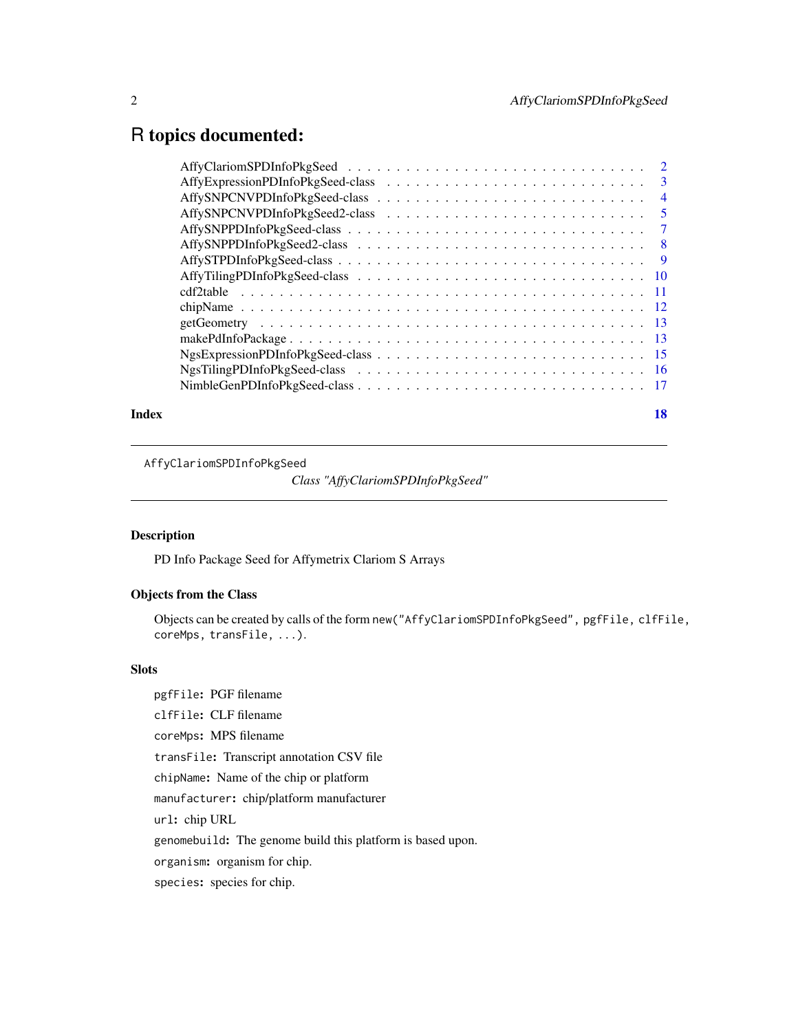# R topics documented:

| | |
|---|---|
| AffyClariomSPDInfoPkgSeed | 2 |
| AffyExpressionPDInfoPkgSeed-class | 3 |
| AffySNPCNVPDInfoPkgSeed-class | 4 |
| AffySNPCNVPDInfoPkgSeed2-class | 5 |
| AffySNPPDInfoPkgSeed-class | 7 |
| AffySNPPDInfoPkgSeed2-class | 8 |
| AffySTPDInfoPkgSeed-class | 9 |
| AffyTilingPDInfoPkgSeed-class | 10 |
| cdf2table | 11 |
| chipName | 12 |
| getGeometry | 13 |
| makePdInfoPackage | 13 |
| NgsExpressionPDInfoPkgSeed-class | 15 |
| NgsTilingPDInfoPkgSeed-class | 16 |
| NimbleGenPDInfoPkgSeed-class | 17 |
| **Index** | **18** |

---

`AffyClariomSPDInfoPkgSeed` *Class "AffyClariomSPDInfoPkgSeed"*

---

## Description

PD Info Package Seed for Affymetrix Clariom S Arrays

## Objects from the Class

Objects can be created by calls of the form `new("AffyClariomSPDInfoPkgSeed", pgfFile, clfFile, coreMps, transFile, ...)`.

## Slots

`pgfFile`: PGF filename

`clfFile`: CLF filename

`coreMps`: MPS filename

`transFile`: Transcript annotation CSV file

`chipName`: Name of the chip or platform

`manufacturer`: chip/platform manufacturer

`url`: chip URL

`genomebuild`: The genome build this platform is based upon.

`organism`: organism for chip.

`species`: species for chip.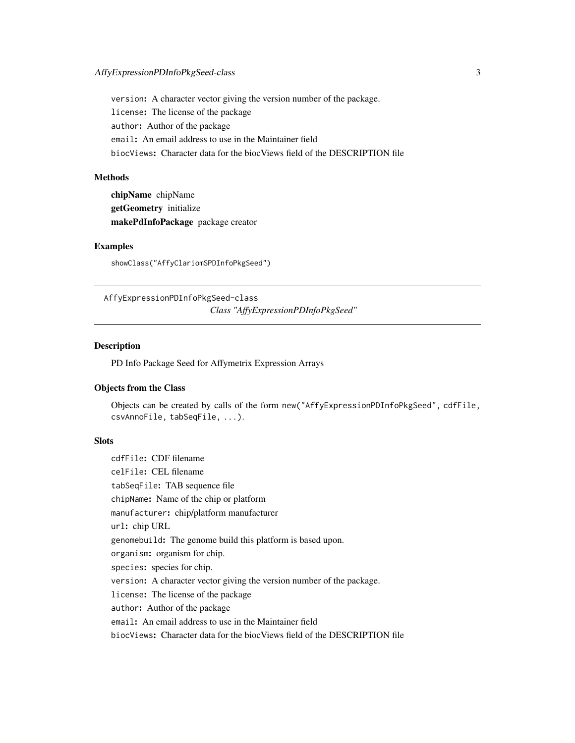version: A character vector giving the version number of the package.

license: The license of the package

author: Author of the package

email: An email address to use in the Maintainer field

biocViews: Character data for the biocViews field of the DESCRIPTION file

### Methods

**chipName** chipName

**getGeometry** initialize

**makePdInfoPackage** package creator

### Examples

```
showClass("AffyClariomSPDInfoPkgSeed")
```

---

AffyExpressionPDInfoPkgSeed-class
*Class "AffyExpressionPDInfoPkgSeed"*

---

### Description

PD Info Package Seed for Affymetrix Expression Arrays

### Objects from the Class

Objects can be created by calls of the form `new("AffyExpressionPDInfoPkgSeed", cdfFile, csvAnnoFile, tabSeqFile, ...)`.

### Slots

cdfFile: CDF filename

celFile: CEL filename

tabSeqFile: TAB sequence file

chipName: Name of the chip or platform

manufacturer: chip/platform manufacturer

url: chip URL

genomebuild: The genome build this platform is based upon.

organism: organism for chip.

species: species for chip.

version: A character vector giving the version number of the package.

license: The license of the package

author: Author of the package

email: An email address to use in the Maintainer field

biocViews: Character data for the biocViews field of the DESCRIPTION file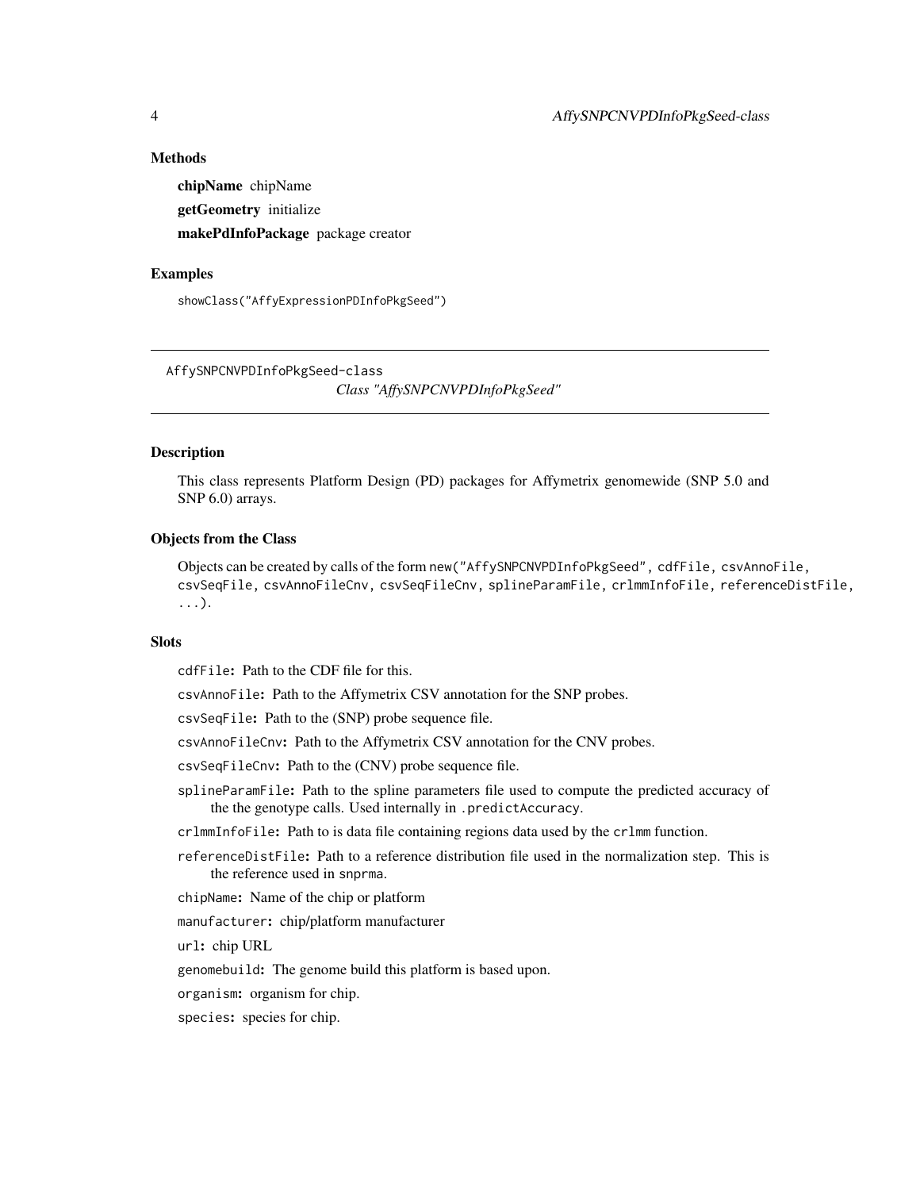### Methods

**chipName** chipName

**getGeometry** initialize

**makePdInfoPackage** package creator

### Examples

```
showClass("AffyExpressionPDInfoPkgSeed")
```

---

AffySNPCNVPDInfoPkgSeed-class    *Class "AffySNPCNVPDInfoPkgSeed"*

---

### Description

This class represents Platform Design (PD) packages for Affymetrix genomewide (SNP 5.0 and SNP 6.0) arrays.

### Objects from the Class

Objects can be created by calls of the form `new("AffySNPCNVPDInfoPkgSeed", cdfFile, csvAnnoFile, csvSeqFile, csvAnnoFileCnv, csvSeqFileCnv, splineParamFile, crlmmInfoFile, referenceDistFile, ...)`.

### Slots

`cdfFile`**:** Path to the CDF file for this.

`csvAnnoFile`**:** Path to the Affymetrix CSV annotation for the SNP probes.

`csvSeqFile`**:** Path to the (SNP) probe sequence file.

`csvAnnoFileCnv`**:** Path to the Affymetrix CSV annotation for the CNV probes.

`csvSeqFileCnv`**:** Path to the (CNV) probe sequence file.

`splineParamFile`**:** Path to the spline parameters file used to compute the predicted accuracy of the the genotype calls. Used internally in `.predictAccuracy`.

`crlmmInfoFile`**:** Path to is data file containing regions data used by the `crlmm` function.

`referenceDistFile`**:** Path to a reference distribution file used in the normalization step. This is the reference used in `snprma`.

`chipName`**:** Name of the chip or platform

`manufacturer`**:** chip/platform manufacturer

`url`**:** chip URL

`genomebuild`**:** The genome build this platform is based upon.

`organism`**:** organism for chip.

`species`**:** species for chip.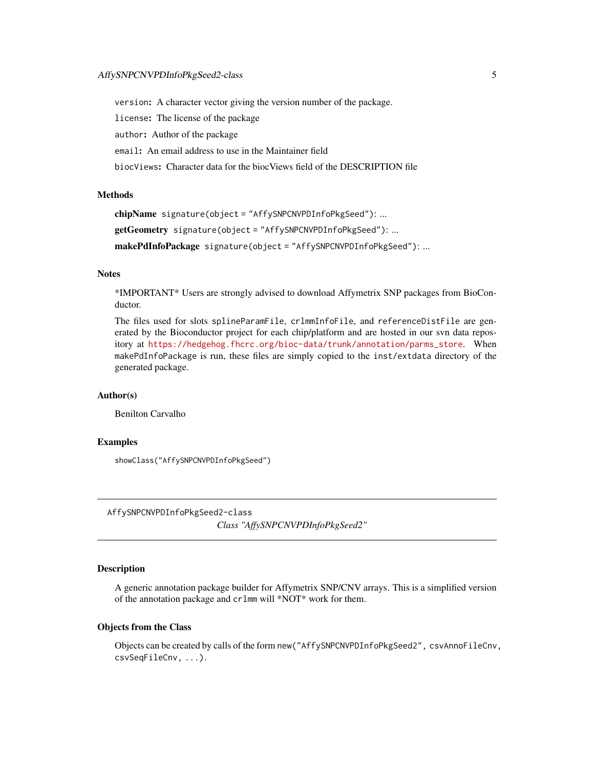`version`: A character vector giving the version number of the package.

`license`: The license of the package

`author`: Author of the package

`email`: An email address to use in the Maintainer field

`biocViews`: Character data for the biocViews field of the DESCRIPTION file

## Methods

**chipName** `signature(object = "AffySNPCNVPDInfoPkgSeed")`: ...

**getGeometry** `signature(object = "AffySNPCNVPDInfoPkgSeed")`: ...

**makePdInfoPackage** `signature(object = "AffySNPCNVPDInfoPkgSeed")`: ...

## Notes

*IMPORTANT* Users are strongly advised to download Affymetrix SNP packages from BioConductor.

The files used for slots `splineParamFile`, `crlmmInfoFile`, and `referenceDistFile` are generated by the Bioconductor project for each chip/platform and are hosted in our svn data repository at https://hedgehog.fhcrc.org/bioc-data/trunk/annotation/parms_store. When `makePdInfoPackage` is run, these files are simply copied to the `inst/extdata` directory of the generated package.

## Author(s)

Benilton Carvalho

## Examples

```
showClass("AffySNPCNVPDInfoPkgSeed")
```

---

# AffySNPCNVPDInfoPkgSeed2-class *Class "AffySNPCNVPDInfoPkgSeed2"*

## Description

A generic annotation package builder for Affymetrix SNP/CNV arrays. This is a simplified version of the annotation package and `crlmm` will *NOT* work for them.

## Objects from the Class

Objects can be created by calls of the form `new("AffySNPCNVPDInfoPkgSeed2", csvAnnoFileCnv, csvSeqFileCnv, ...)`.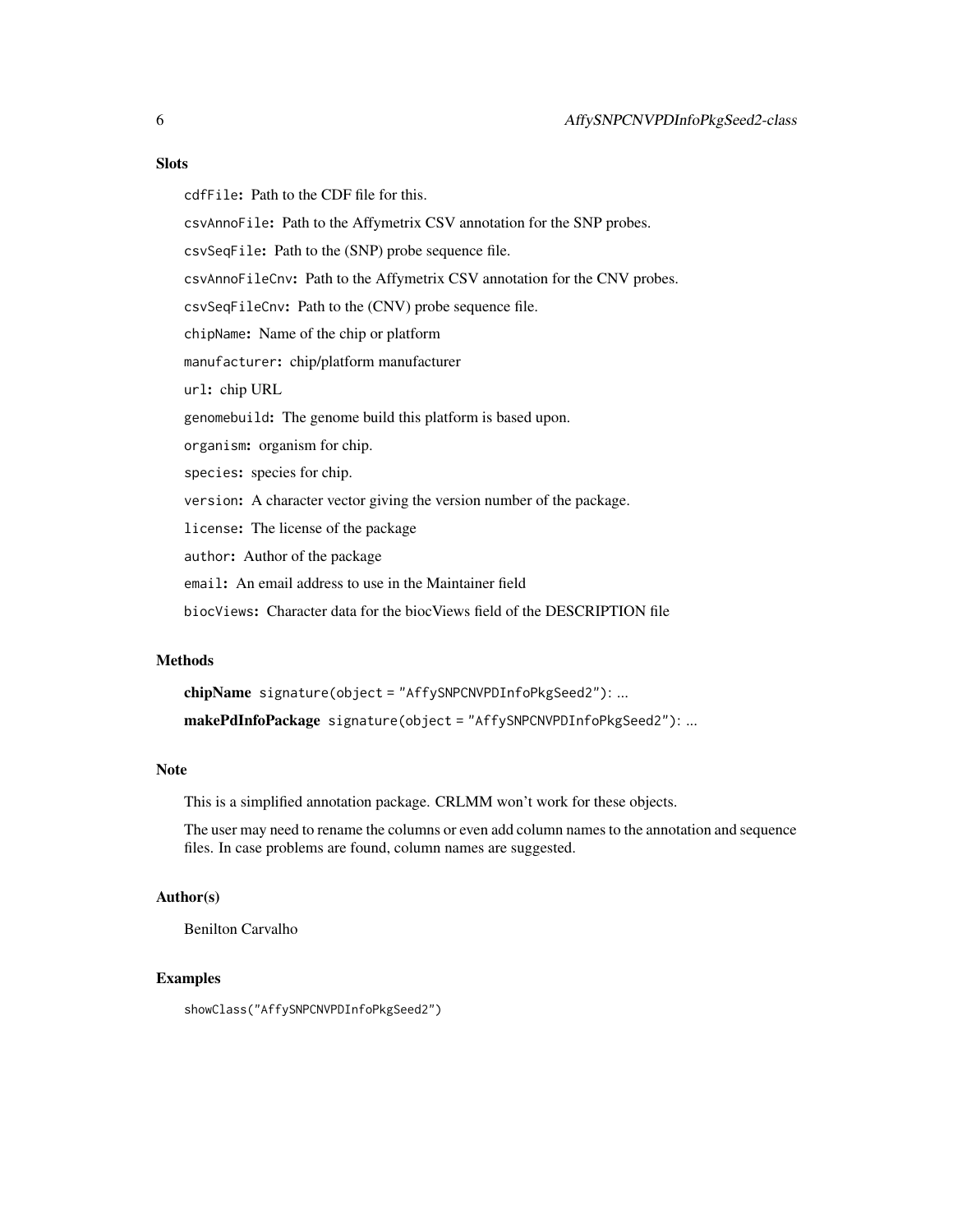## Slots

`cdfFile`: Path to the CDF file for this.

`csvAnnoFile`: Path to the Affymetrix CSV annotation for the SNP probes.

`csvSeqFile`: Path to the (SNP) probe sequence file.

`csvAnnoFileCnv`: Path to the Affymetrix CSV annotation for the CNV probes.

`csvSeqFileCnv`: Path to the (CNV) probe sequence file.

`chipName`: Name of the chip or platform

`manufacturer`: chip/platform manufacturer

`url`: chip URL

`genomebuild`: The genome build this platform is based upon.

`organism`: organism for chip.

`species`: species for chip.

`version`: A character vector giving the version number of the package.

`license`: The license of the package

`author`: Author of the package

`email`: An email address to use in the Maintainer field

`biocViews`: Character data for the biocViews field of the DESCRIPTION file

## Methods

**chipName** `signature(object = "AffySNPCNVPDInfoPkgSeed2")`: ...

**makePdInfoPackage** `signature(object = "AffySNPCNVPDInfoPkgSeed2")`: ...

## Note

This is a simplified annotation package. CRLMM won't work for these objects.

The user may need to rename the columns or even add column names to the annotation and sequence files. In case problems are found, column names are suggested.

## Author(s)

Benilton Carvalho

## Examples

```
showClass("AffySNPCNVPDInfoPkgSeed2")
```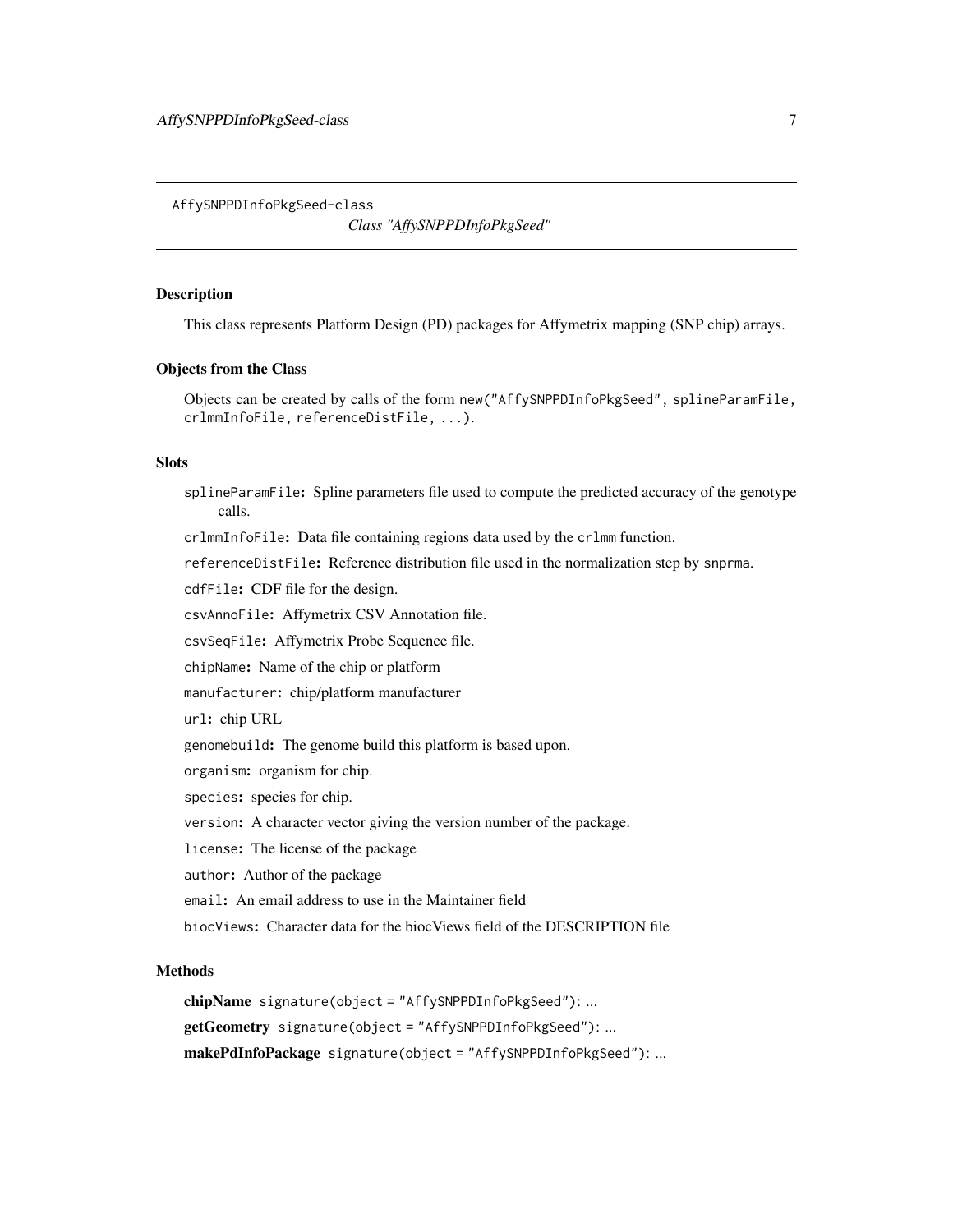AffySNPPDInfoPkgSeed-class

## *Class "AffySNPPDInfoPkgSeed"*

### Description

This class represents Platform Design (PD) packages for Affymetrix mapping (SNP chip) arrays.

### Objects from the Class

Objects can be created by calls of the form `new("AffySNPPDInfoPkgSeed", splineParamFile, crlmmInfoFile, referenceDistFile, ...)`.

### Slots

`splineParamFile`: Spline parameters file used to compute the predicted accuracy of the genotype calls.

`crlmmInfoFile`: Data file containing regions data used by the `crlmm` function.

`referenceDistFile`: Reference distribution file used in the normalization step by `snprma`.

`cdfFile`: CDF file for the design.

`csvAnnoFile`: Affymetrix CSV Annotation file.

`csvSeqFile`: Affymetrix Probe Sequence file.

`chipName`: Name of the chip or platform

`manufacturer`: chip/platform manufacturer

`url`: chip URL

`genomebuild`: The genome build this platform is based upon.

`organism`: organism for chip.

`species`: species for chip.

`version`: A character vector giving the version number of the package.

`license`: The license of the package

`author`: Author of the package

`email`: An email address to use in the Maintainer field

`biocViews`: Character data for the biocViews field of the DESCRIPTION file

### Methods

**chipName** `signature(object = "AffySNPPDInfoPkgSeed")`: ...

**getGeometry** `signature(object = "AffySNPPDInfoPkgSeed")`: ...

**makePdInfoPackage** `signature(object = "AffySNPPDInfoPkgSeed")`: ...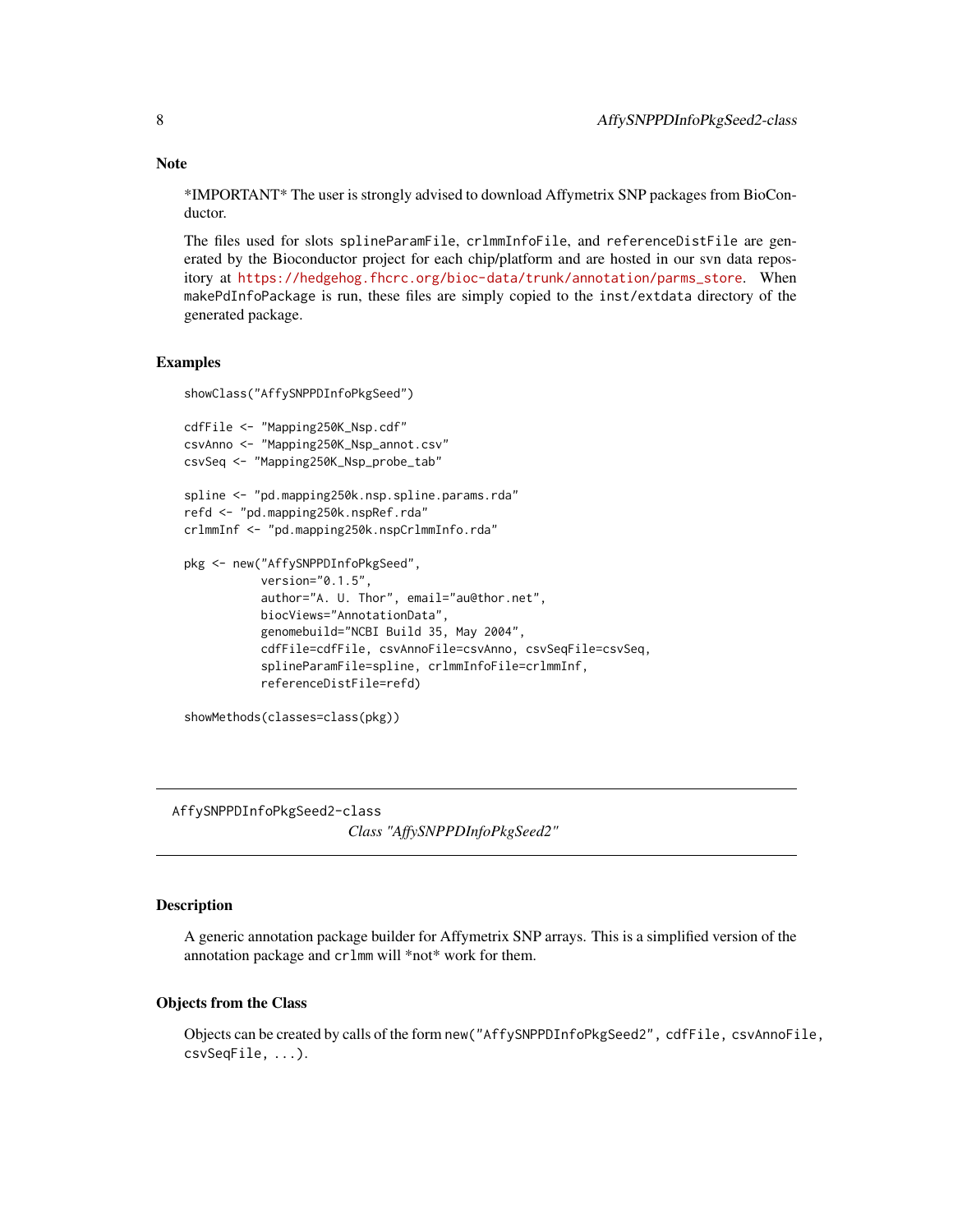## Note

*IMPORTANT* The user is strongly advised to download Affymetrix SNP packages from BioConductor.

The files used for slots `splineParamFile`, `crlmmInfoFile`, and `referenceDistFile` are generated by the Bioconductor project for each chip/platform and are hosted in our svn data repository at https://hedgehog.fhcrc.org/bioc-data/trunk/annotation/parms_store. When `makePdInfoPackage` is run, these files are simply copied to the `inst/extdata` directory of the generated package.

## Examples

```
showClass("AffySNPPDInfoPkgSeed")

cdfFile <- "Mapping250K_Nsp.cdf"
csvAnno <- "Mapping250K_Nsp_annot.csv"
csvSeq <- "Mapping250K_Nsp_probe_tab"

spline <- "pd.mapping250k.nsp.spline.params.rda"
refd <- "pd.mapping250k.nspRef.rda"
crlmmInf <- "pd.mapping250k.nspCrlmmInfo.rda"

pkg <- new("AffySNPPDInfoPkgSeed",
           version="0.1.5",
           author="A. U. Thor", email="au@thor.net",
           biocViews="AnnotationData",
           genomebuild="NCBI Build 35, May 2004",
           cdfFile=cdfFile, csvAnnoFile=csvAnno, csvSeqFile=csvSeq,
           splineParamFile=spline, crlmmInfoFile=crlmmInf,
           referenceDistFile=refd)

showMethods(classes=class(pkg))
```

---

# AffySNPPDInfoPkgSeed2-class

*Class "AffySNPPDInfoPkgSeed2"*

## Description

A generic annotation package builder for Affymetrix SNP arrays. This is a simplified version of the annotation package and `crlmm` will *not* work for them.

## Objects from the Class

Objects can be created by calls of the form `new("AffySNPPDInfoPkgSeed2", cdfFile, csvAnnoFile, csvSeqFile, ...)`.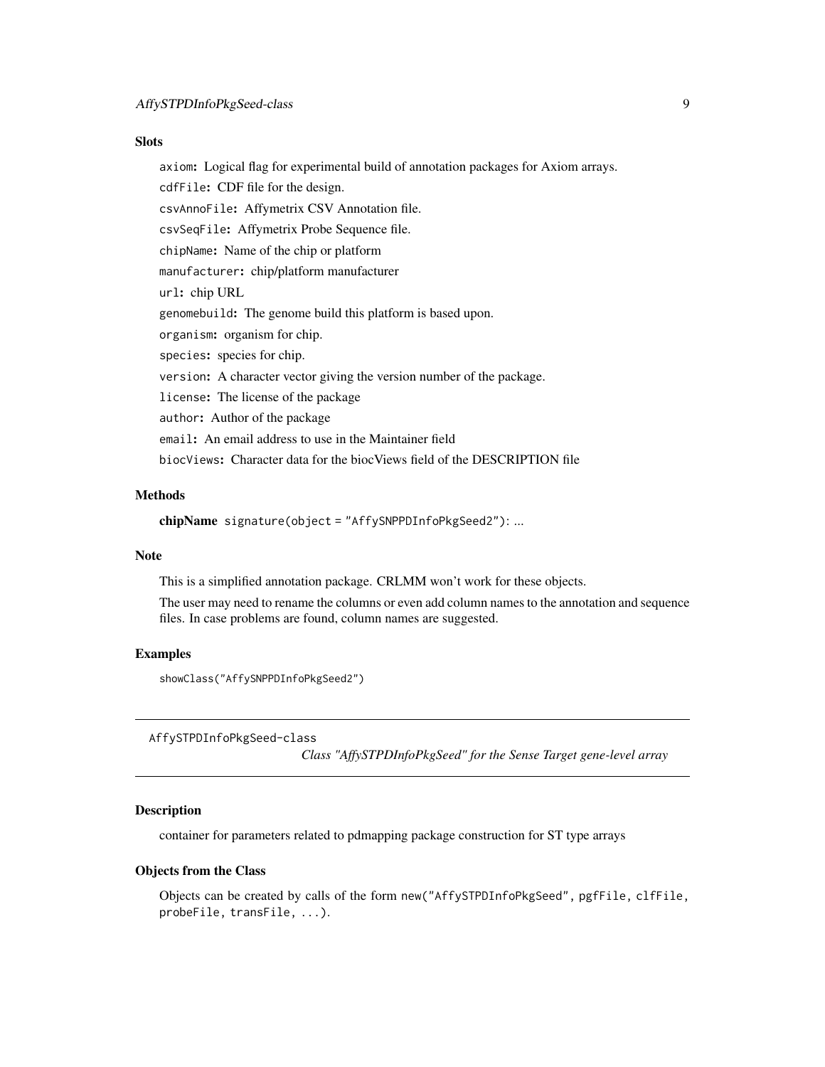### Slots

- `axiom`: Logical flag for experimental build of annotation packages for Axiom arrays.
- `cdfFile`: CDF file for the design.
- `csvAnnoFile`: Affymetrix CSV Annotation file.
- `csvSeqFile`: Affymetrix Probe Sequence file.
- `chipName`: Name of the chip or platform
- `manufacturer`: chip/platform manufacturer
- `url`: chip URL
- `genomebuild`: The genome build this platform is based upon.
- `organism`: organism for chip.
- `species`: species for chip.
- `version`: A character vector giving the version number of the package.
- `license`: The license of the package
- `author`: Author of the package
- `email`: An email address to use in the Maintainer field
- `biocViews`: Character data for the biocViews field of the DESCRIPTION file

### Methods

**chipName** `signature(object = "AffySNPPDInfoPkgSeed2")`: ...

### Note

This is a simplified annotation package. CRLMM won't work for these objects.

The user may need to rename the columns or even add column names to the annotation and sequence files. In case problems are found, column names are suggested.

### Examples

```
showClass("AffySNPPDInfoPkgSeed2")
```

---

## AffySTPDInfoPkgSeed-class

*Class "AffySTPDInfoPkgSeed" for the Sense Target gene-level array*

### Description

container for parameters related to pdmapping package construction for ST type arrays

### Objects from the Class

Objects can be created by calls of the form `new("AffySTPDInfoPkgSeed", pgfFile, clfFile, probeFile, transFile, ...)`.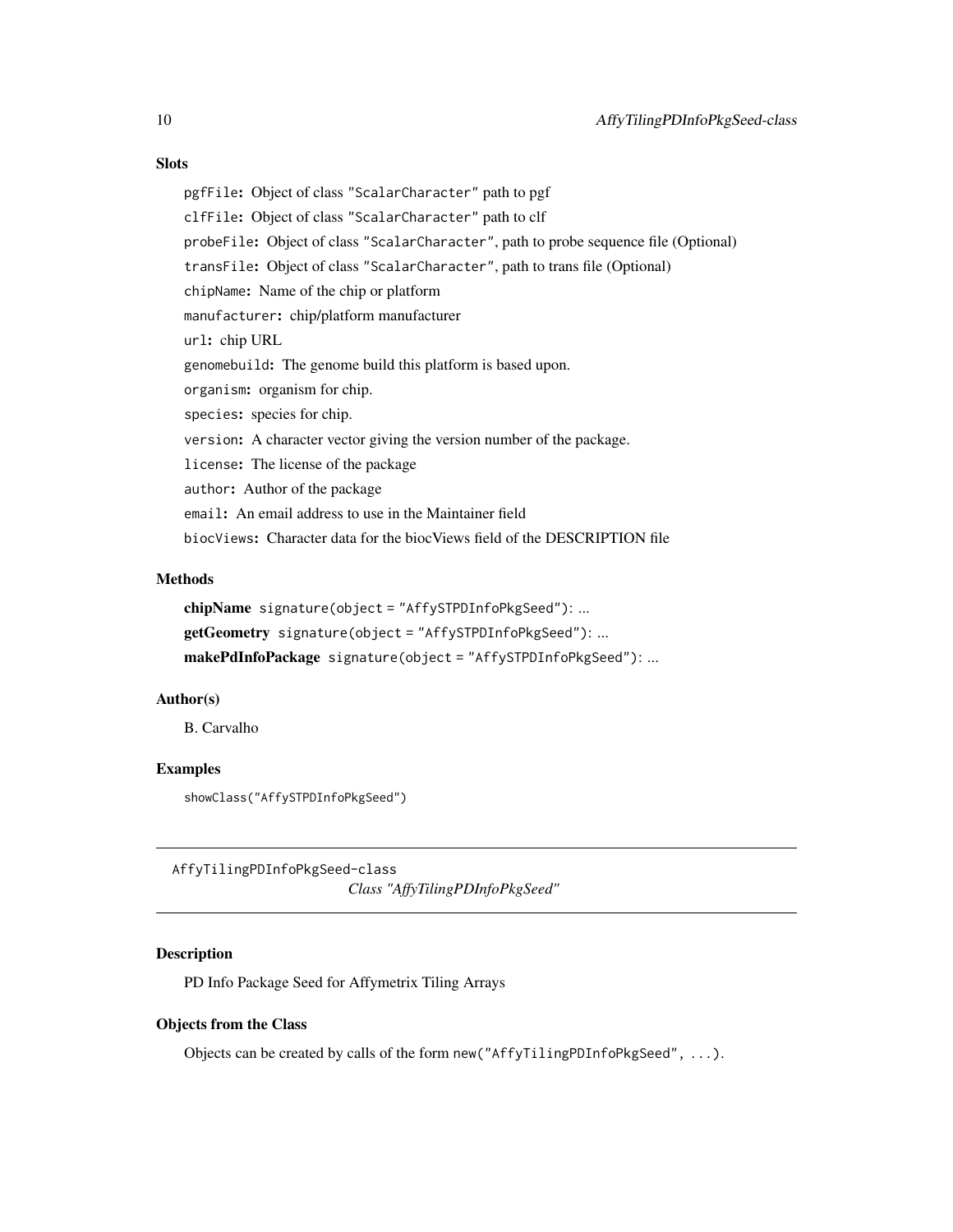### Slots

- `pgfFile`: Object of class "ScalarCharacter" path to pgf
- `clfFile`: Object of class "ScalarCharacter" path to clf
- `probeFile`: Object of class "ScalarCharacter", path to probe sequence file (Optional)
- `transFile`: Object of class "ScalarCharacter", path to trans file (Optional)
- `chipName`: Name of the chip or platform
- `manufacturer`: chip/platform manufacturer
- `url`: chip URL
- `genomebuild`: The genome build this platform is based upon.
- `organism`: organism for chip.
- `species`: species for chip.
- `version`: A character vector giving the version number of the package.
- `license`: The license of the package
- `author`: Author of the package
- `email`: An email address to use in the Maintainer field
- `biocViews`: Character data for the biocViews field of the DESCRIPTION file

### Methods

- **chipName** `signature(object = "AffySTPDInfoPkgSeed")`: ...
- **getGeometry** `signature(object = "AffySTPDInfoPkgSeed")`: ...
- **makePdInfoPackage** `signature(object = "AffySTPDInfoPkgSeed")`: ...

### Author(s)

B. Carvalho

### Examples

```
showClass("AffySTPDInfoPkgSeed")
```

---

## AffyTilingPDInfoPkgSeed-class

*Class "AffyTilingPDInfoPkgSeed"*

---

### Description

PD Info Package Seed for Affymetrix Tiling Arrays

### Objects from the Class

Objects can be created by calls of the form `new("AffyTilingPDInfoPkgSeed", ...)`.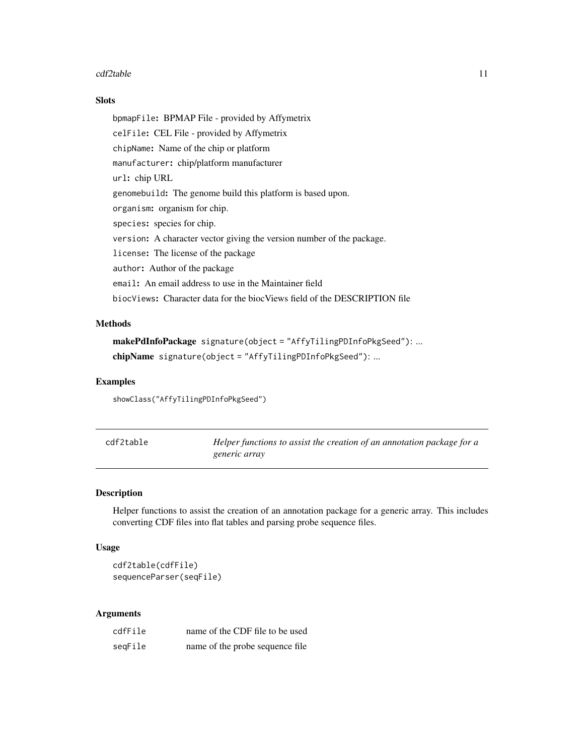### Slots

- `bpmapFile`: BPMAP File - provided by Affymetrix
- `celFile`: CEL File - provided by Affymetrix
- `chipName`: Name of the chip or platform
- `manufacturer`: chip/platform manufacturer
- `url`: chip URL
- `genomebuild`: The genome build this platform is based upon.
- `organism`: organism for chip.
- `species`: species for chip.
- `version`: A character vector giving the version number of the package.
- `license`: The license of the package
- `author`: Author of the package
- `email`: An email address to use in the Maintainer field
- `biocViews`: Character data for the biocViews field of the DESCRIPTION file

### Methods

**makePdInfoPackage** `signature(object = "AffyTilingPDInfoPkgSeed")`: ...

**chipName** `signature(object = "AffyTilingPDInfoPkgSeed")`: ...

### Examples

```
showClass("AffyTilingPDInfoPkgSeed")
```

---

## cdf2table — *Helper functions to assist the creation of an annotation package for a generic array*

### Description

Helper functions to assist the creation of an annotation package for a generic array. This includes converting CDF files into flat tables and parsing probe sequence files.

### Usage

```
cdf2table(cdfFile)
sequenceParser(seqFile)
```

### Arguments

| | |
|---|---|
| cdfFile | name of the CDF file to be used |
| seqFile | name of the probe sequence file |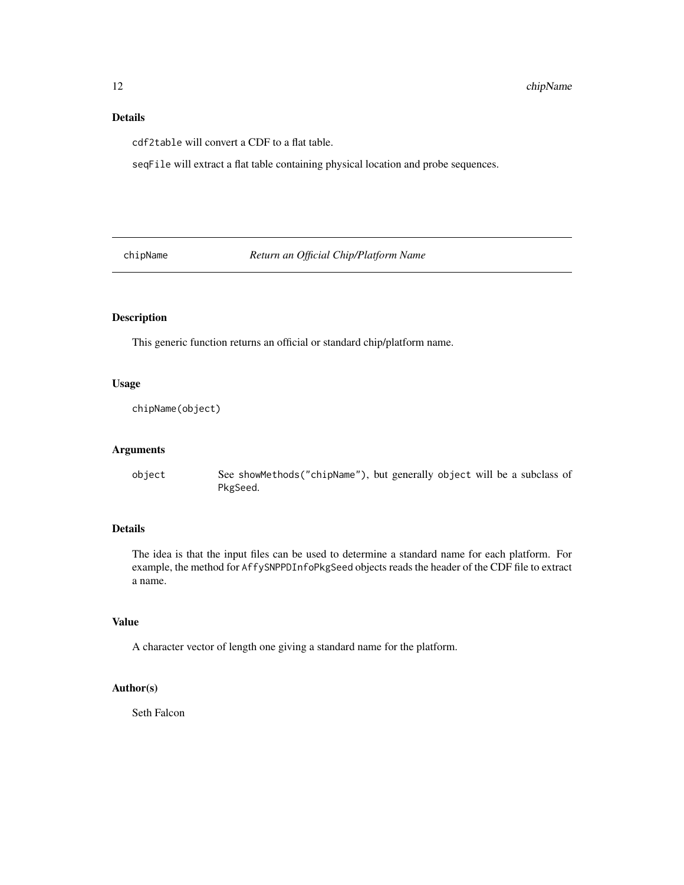## Details

`cdf2table` will convert a CDF to a flat table.

`seqFile` will extract a flat table containing physical location and probe sequences.

---

# chipName — *Return an Official Chip/Platform Name*

---

## Description

This generic function returns an official or standard chip/platform name.

## Usage

```
chipName(object)
```

## Arguments

| | |
|---|---|
| `object` | See `showMethods("chipName")`, but generally `object` will be a subclass of `PkgSeed`. |

## Details

The idea is that the input files can be used to determine a standard name for each platform. For example, the method for `AffySNPPDInfoPkgSeed` objects reads the header of the CDF file to extract a name.

## Value

A character vector of length one giving a standard name for the platform.

## Author(s)

Seth Falcon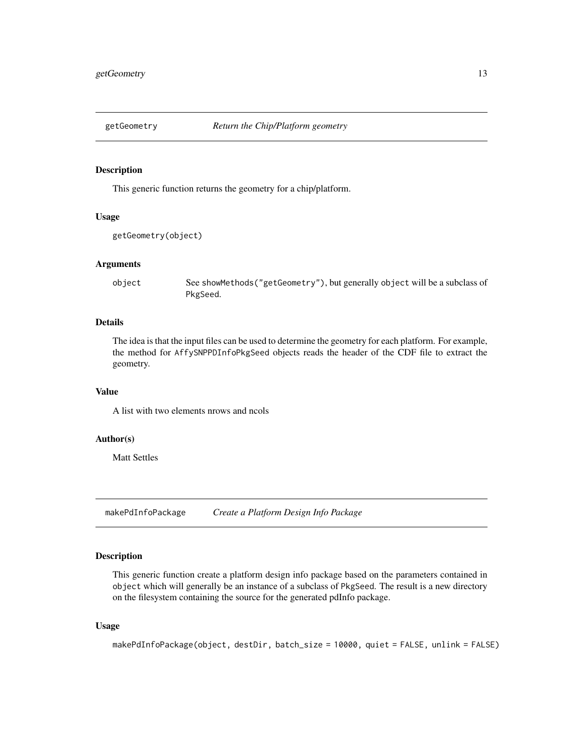## getGeometry *Return the Chip/Platform geometry*

### Description

This generic function returns the geometry for a chip/platform.

### Usage

```
getGeometry(object)
```

### Arguments

| | |
|---|---|
| object | See showMethods("getGeometry"), but generally object will be a subclass of PkgSeed. |

### Details

The idea is that the input files can be used to determine the geometry for each platform. For example, the method for AffySNPPDInfoPkgSeed objects reads the header of the CDF file to extract the geometry.

### Value

A list with two elements nrows and ncols

### Author(s)

Matt Settles

## makePdInfoPackage *Create a Platform Design Info Package*

### Description

This generic function create a platform design info package based on the parameters contained in object which will generally be an instance of a subclass of PkgSeed. The result is a new directory on the filesystem containing the source for the generated pdInfo package.

### Usage

```
makePdInfoPackage(object, destDir, batch_size = 10000, quiet = FALSE, unlink = FALSE)
```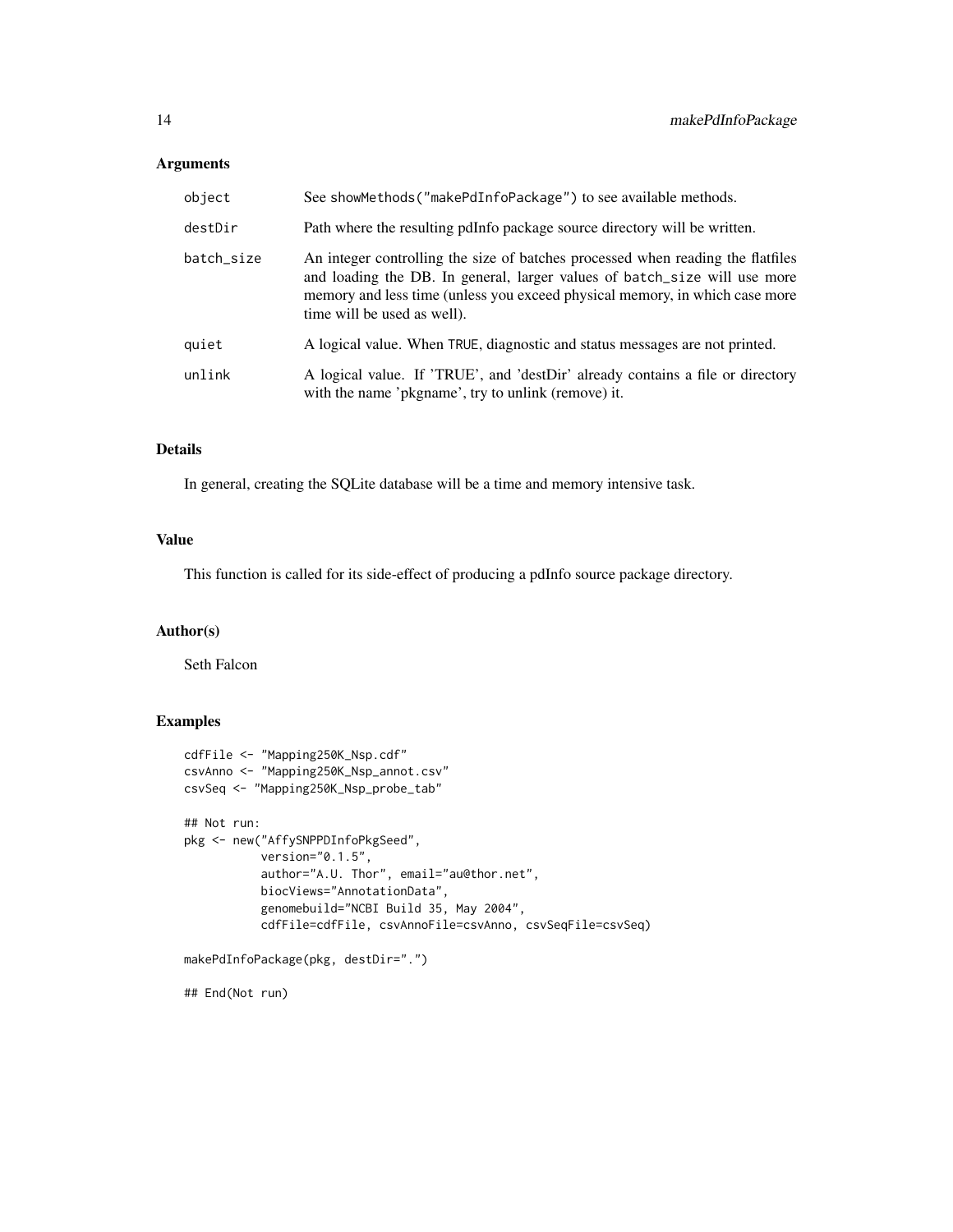## Arguments

| | |
|---|---|
| `object` | See `showMethods("makePdInfoPackage")` to see available methods. |
| `destDir` | Path where the resulting pdInfo package source directory will be written. |
| `batch_size` | An integer controlling the size of batches processed when reading the flatfiles and loading the DB. In general, larger values of `batch_size` will use more memory and less time (unless you exceed physical memory, in which case more time will be used as well). |
| `quiet` | A logical value. When `TRUE`, diagnostic and status messages are not printed. |
| `unlink` | A logical value. If 'TRUE', and 'destDir' already contains a file or directory with the name 'pkgname', try to unlink (remove) it. |

## Details

In general, creating the SQLite database will be a time and memory intensive task.

## Value

This function is called for its side-effect of producing a pdInfo source package directory.

## Author(s)

Seth Falcon

## Examples

```
cdfFile <- "Mapping250K_Nsp.cdf"
csvAnno <- "Mapping250K_Nsp_annot.csv"
csvSeq <- "Mapping250K_Nsp_probe_tab"

## Not run:
pkg <- new("AffySNPPDInfoPkgSeed",
           version="0.1.5",
           author="A.U. Thor", email="au@thor.net",
           biocViews="AnnotationData",
           genomebuild="NCBI Build 35, May 2004",
           cdfFile=cdfFile, csvAnnoFile=csvAnno, csvSeqFile=csvSeq)

makePdInfoPackage(pkg, destDir=".")

## End(Not run)
```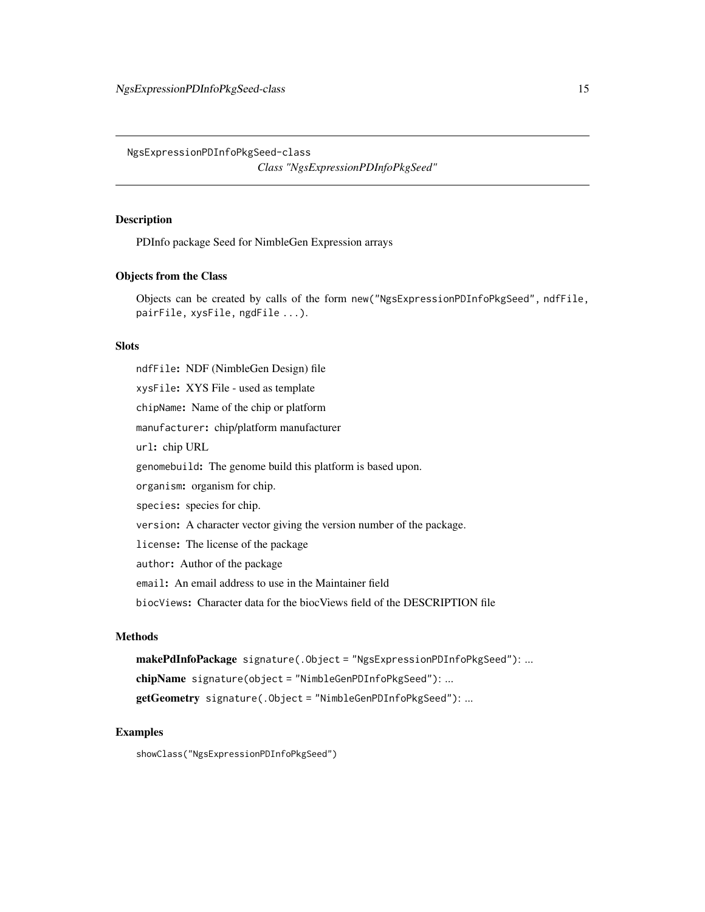NgsExpressionPDInfoPkgSeed-class
*Class "NgsExpressionPDInfoPkgSeed"*

## Description

PDInfo package Seed for NimbleGen Expression arrays

## Objects from the Class

Objects can be created by calls of the form `new("NgsExpressionPDInfoPkgSeed", ndfFile, pairFile, xysFile, ngdFile ...)`.

## Slots

`ndfFile`: NDF (NimbleGen Design) file

`xysFile`: XYS File - used as template

`chipName`: Name of the chip or platform

`manufacturer`: chip/platform manufacturer

`url`: chip URL

`genomebuild`: The genome build this platform is based upon.

`organism`: organism for chip.

`species`: species for chip.

`version`: A character vector giving the version number of the package.

`license`: The license of the package

`author`: Author of the package

`email`: An email address to use in the Maintainer field

`biocViews`: Character data for the biocViews field of the DESCRIPTION file

## Methods

**makePdInfoPackage** `signature(.Object = "NgsExpressionPDInfoPkgSeed")`: ...

**chipName** `signature(object = "NimbleGenPDInfoPkgSeed")`: ...

**getGeometry** `signature(.Object = "NimbleGenPDInfoPkgSeed")`: ...

## Examples

```
showClass("NgsExpressionPDInfoPkgSeed")
```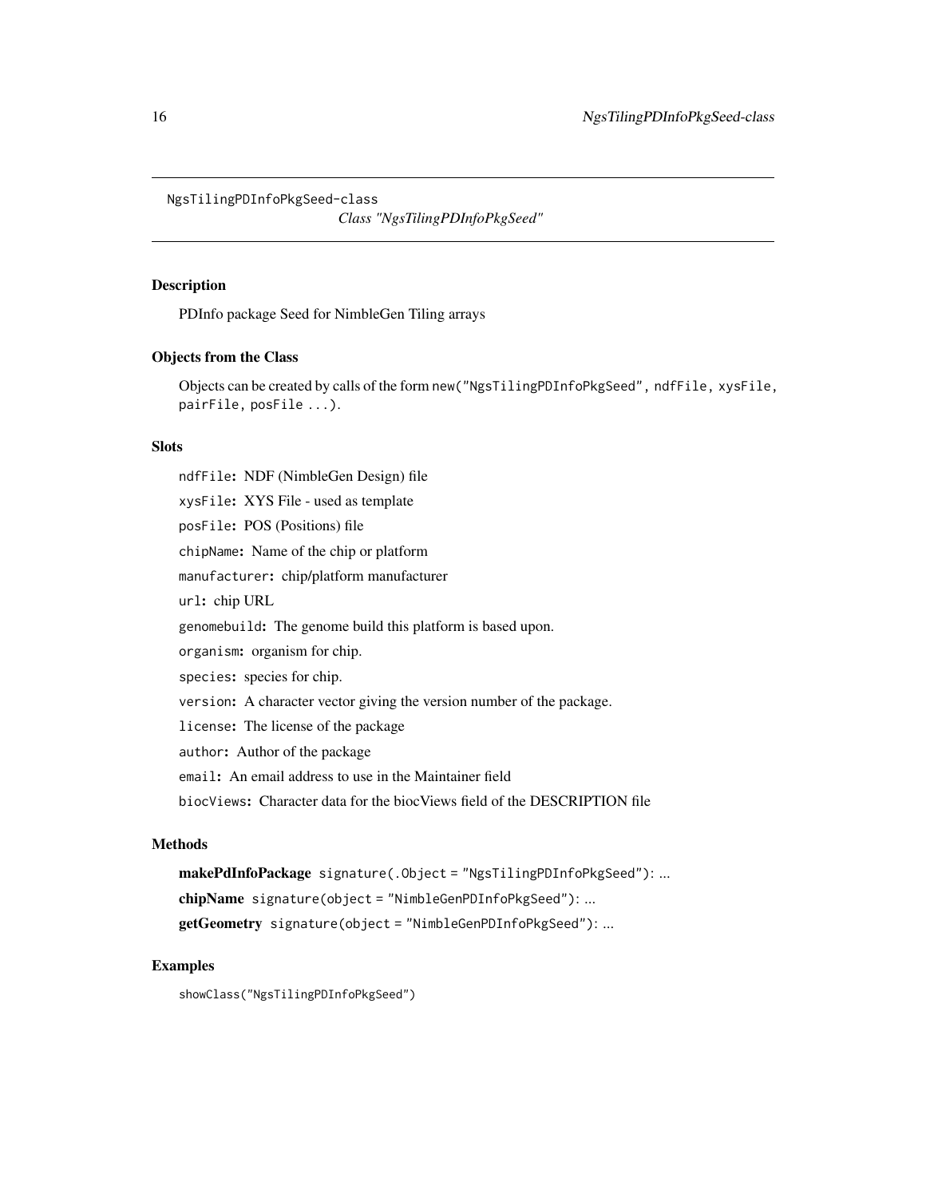NgsTilingPDInfoPkgSeed-class

*Class "NgsTilingPDInfoPkgSeed"*

## Description

PDInfo package Seed for NimbleGen Tiling arrays

## Objects from the Class

Objects can be created by calls of the form `new("NgsTilingPDInfoPkgSeed", ndfFile, xysFile, pairFile, posFile ...)`.

## Slots

`ndfFile`: NDF (NimbleGen Design) file

`xysFile`: XYS File - used as template

`posFile`: POS (Positions) file

`chipName`: Name of the chip or platform

`manufacturer`: chip/platform manufacturer

`url`: chip URL

`genomebuild`: The genome build this platform is based upon.

`organism`: organism for chip.

`species`: species for chip.

`version`: A character vector giving the version number of the package.

`license`: The license of the package

`author`: Author of the package

`email`: An email address to use in the Maintainer field

`biocViews`: Character data for the biocViews field of the DESCRIPTION file

## Methods

**makePdInfoPackage** `signature(.Object = "NgsTilingPDInfoPkgSeed")`: ...

**chipName** `signature(object = "NimbleGenPDInfoPkgSeed")`: ...

**getGeometry** `signature(object = "NimbleGenPDInfoPkgSeed")`: ...

## Examples

```
showClass("NgsTilingPDInfoPkgSeed")
```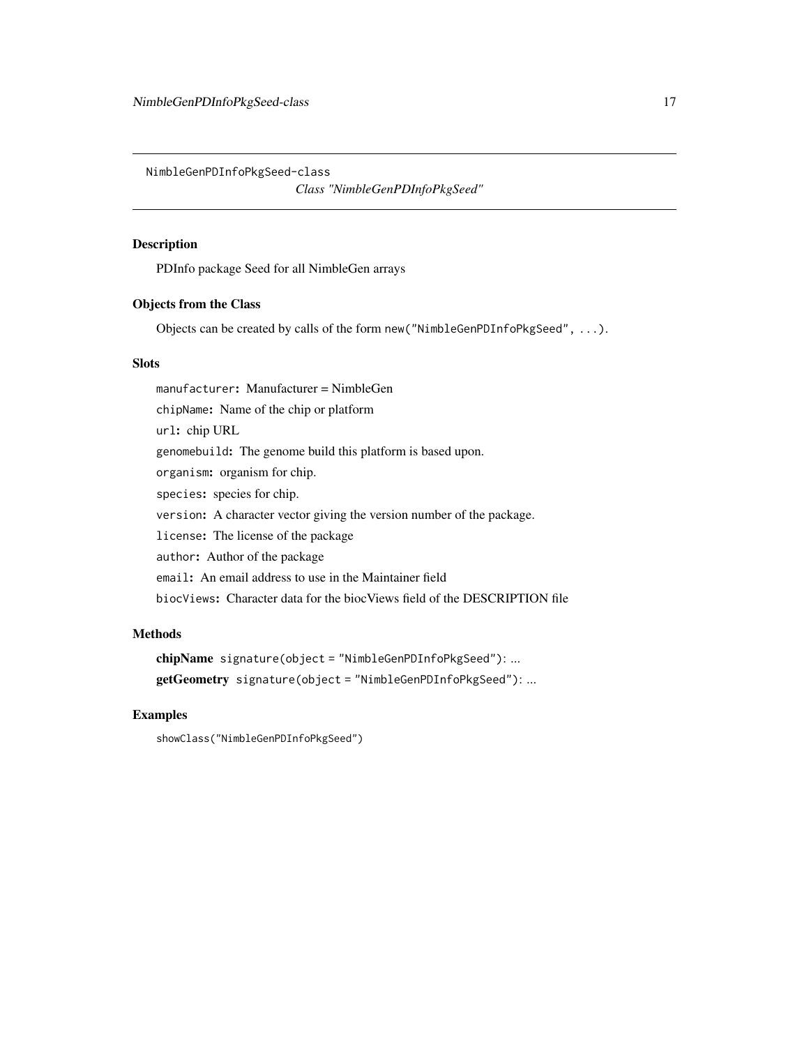NimbleGenPDInfoPkgSeed-class

*Class "NimbleGenPDInfoPkgSeed"*

### Description

PDInfo package Seed for all NimbleGen arrays

### Objects from the Class

Objects can be created by calls of the form `new("NimbleGenPDInfoPkgSeed", ...)`.

### Slots

`manufacturer`: Manufacturer = NimbleGen

`chipName`: Name of the chip or platform

`url`: chip URL

`genomebuild`: The genome build this platform is based upon.

`organism`: organism for chip.

`species`: species for chip.

`version`: A character vector giving the version number of the package.

`license`: The license of the package

`author`: Author of the package

`email`: An email address to use in the Maintainer field

`biocViews`: Character data for the biocViews field of the DESCRIPTION file

### Methods

**chipName** `signature(object = "NimbleGenPDInfoPkgSeed")`: ...

**getGeometry** `signature(object = "NimbleGenPDInfoPkgSeed")`: ...

### Examples

```
showClass("NimbleGenPDInfoPkgSeed")
```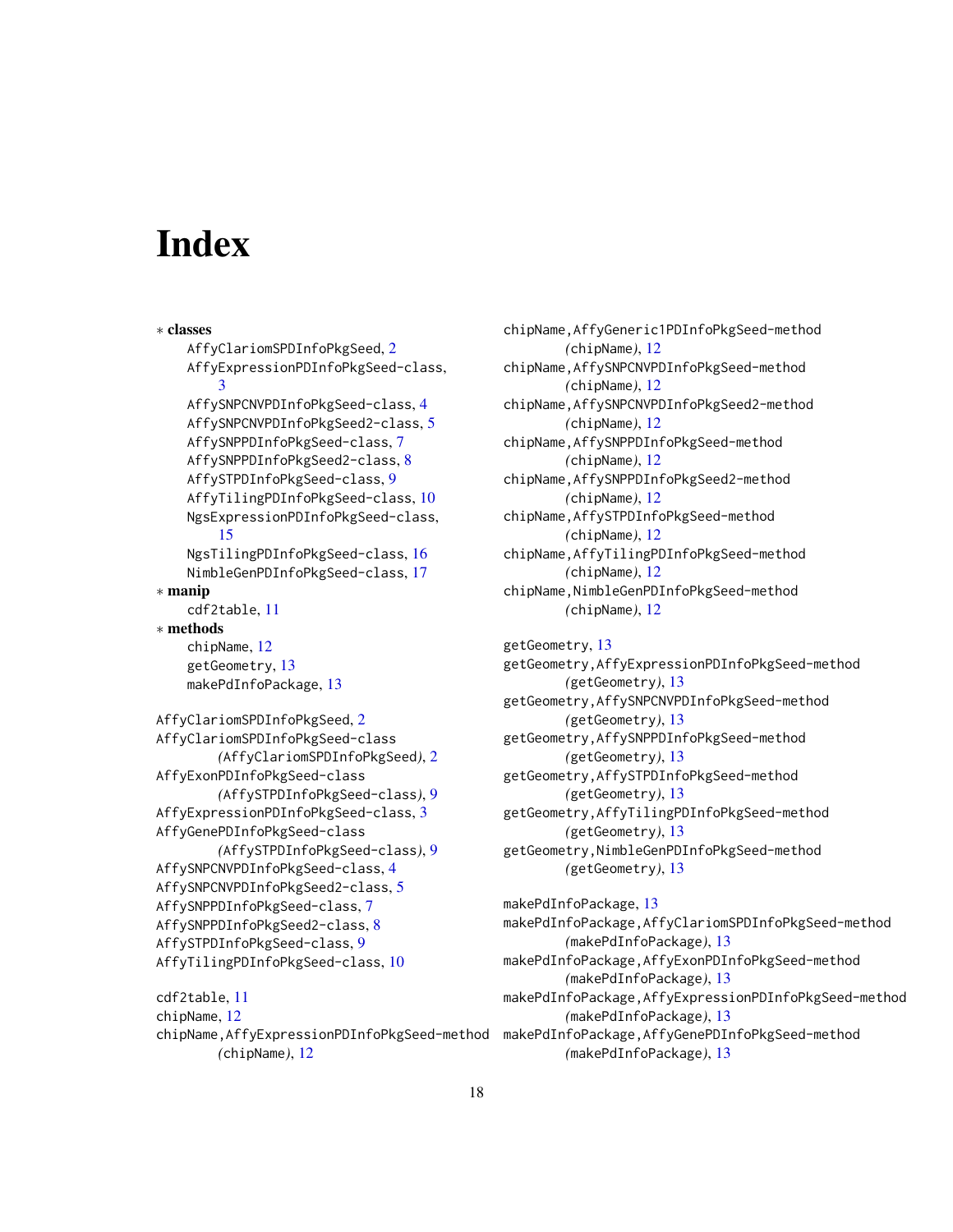# Index

∗ **classes**

AffyClariomSPDInfoPkgSeed, 2
AffyExpressionPDInfoPkgSeed-class, 3
AffySNPCNVPDInfoPkgSeed-class, 4
AffySNPCNVPDInfoPkgSeed2-class, 5
AffySNPPDInfoPkgSeed-class, 7
AffySNPPDInfoPkgSeed2-class, 8
AffySTPDInfoPkgSeed-class, 9
AffyTilingPDInfoPkgSeed-class, 10
NgsExpressionPDInfoPkgSeed-class, 15
NgsTilingPDInfoPkgSeed-class, 16
NimbleGenPDInfoPkgSeed-class, 17

∗ **manip**

cdf2table, 11

∗ **methods**

chipName, 12
getGeometry, 13
makePdInfoPackage, 13

AffyClariomSPDInfoPkgSeed, 2
AffyClariomSPDInfoPkgSeed-class *(*AffyClariomSPDInfoPkgSeed*)*, 2
AffyExonPDInfoPkgSeed-class *(*AffySTPDInfoPkgSeed-class*)*, 9
AffyExpressionPDInfoPkgSeed-class, 3
AffyGenePDInfoPkgSeed-class *(*AffySTPDInfoPkgSeed-class*)*, 9
AffySNPCNVPDInfoPkgSeed-class, 4
AffySNPCNVPDInfoPkgSeed2-class, 5
AffySNPPDInfoPkgSeed-class, 7
AffySNPPDInfoPkgSeed2-class, 8
AffySTPDInfoPkgSeed-class, 9
AffyTilingPDInfoPkgSeed-class, 10

cdf2table, 11
chipName, 12
chipName,AffyExpressionPDInfoPkgSeed-method *(*chipName*)*, 12
chipName,AffyGeneric1PDInfoPkgSeed-method *(*chipName*)*, 12
chipName,AffySNPCNVPDInfoPkgSeed-method *(*chipName*)*, 12
chipName,AffySNPCNVPDInfoPkgSeed2-method *(*chipName*)*, 12
chipName,AffySNPPDInfoPkgSeed-method *(*chipName*)*, 12
chipName,AffySNPPDInfoPkgSeed2-method *(*chipName*)*, 12
chipName,AffySTPDInfoPkgSeed-method *(*chipName*)*, 12
chipName,AffyTilingPDInfoPkgSeed-method *(*chipName*)*, 12
chipName,NimbleGenPDInfoPkgSeed-method *(*chipName*)*, 12

getGeometry, 13
getGeometry,AffyExpressionPDInfoPkgSeed-method *(*getGeometry*)*, 13
getGeometry,AffySNPCNVPDInfoPkgSeed-method *(*getGeometry*)*, 13
getGeometry,AffySNPPDInfoPkgSeed-method *(*getGeometry*)*, 13
getGeometry,AffySTPDInfoPkgSeed-method *(*getGeometry*)*, 13
getGeometry,AffyTilingPDInfoPkgSeed-method *(*getGeometry*)*, 13
getGeometry,NimbleGenPDInfoPkgSeed-method *(*getGeometry*)*, 13

makePdInfoPackage, 13
makePdInfoPackage,AffyClariomSPDInfoPkgSeed-method *(*makePdInfoPackage*)*, 13
makePdInfoPackage,AffyExonPDInfoPkgSeed-method *(*makePdInfoPackage*)*, 13
makePdInfoPackage,AffyExpressionPDInfoPkgSeed-method *(*makePdInfoPackage*)*, 13
makePdInfoPackage,AffyGenePDInfoPkgSeed-method *(*makePdInfoPackage*)*, 13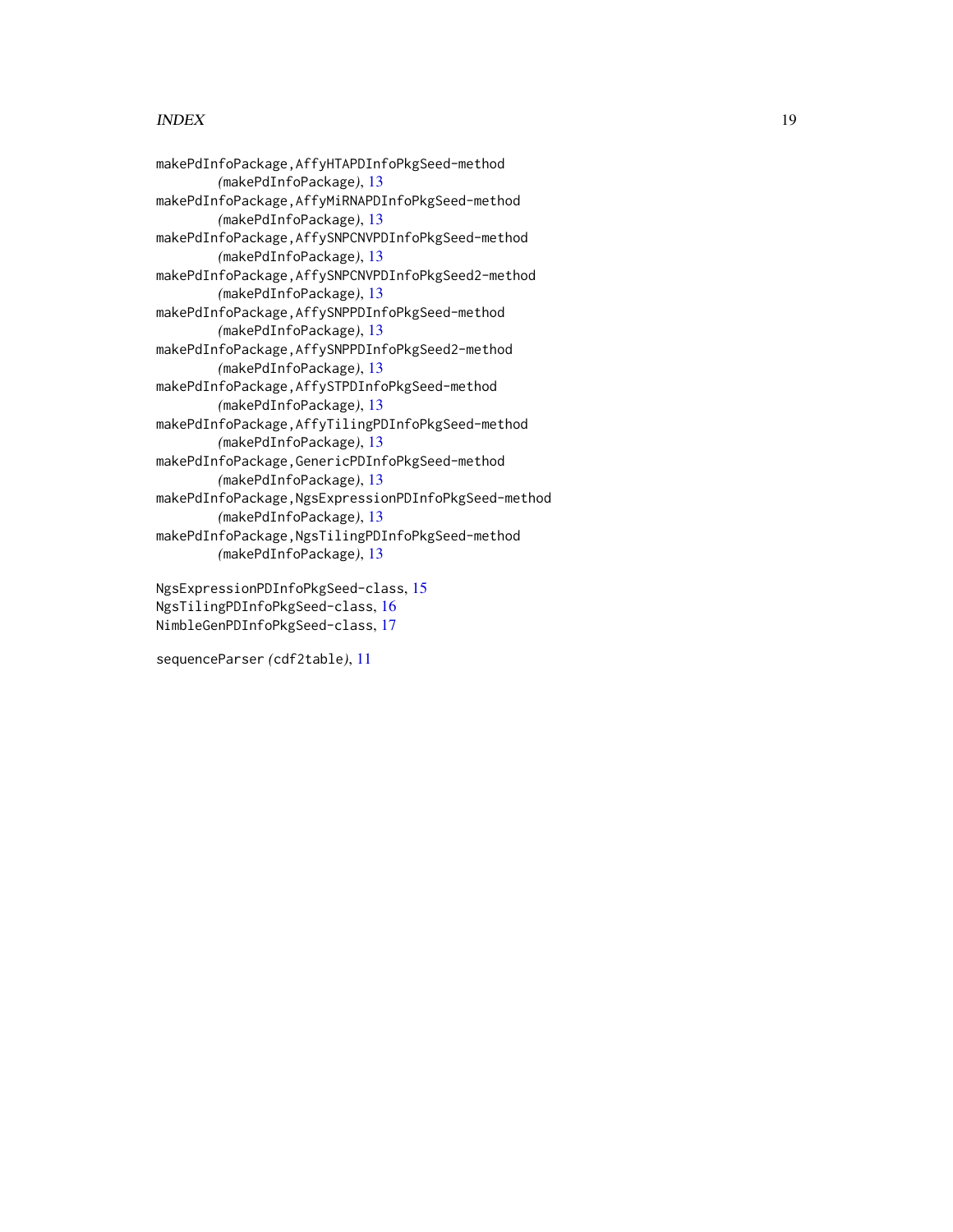makePdInfoPackage,AffyHTAPDInfoPkgSeed-method
        *(*makePdInfoPackage*)*, 13
makePdInfoPackage,AffyMiRNAPDInfoPkgSeed-method
        *(*makePdInfoPackage*)*, 13
makePdInfoPackage,AffySNPCNVPDInfoPkgSeed-method
        *(*makePdInfoPackage*)*, 13
makePdInfoPackage,AffySNPCNVPDInfoPkgSeed2-method
        *(*makePdInfoPackage*)*, 13
makePdInfoPackage,AffySNPPDInfoPkgSeed-method
        *(*makePdInfoPackage*)*, 13
makePdInfoPackage,AffySNPPDInfoPkgSeed2-method
        *(*makePdInfoPackage*)*, 13
makePdInfoPackage,AffySTPDInfoPkgSeed-method
        *(*makePdInfoPackage*)*, 13
makePdInfoPackage,AffyTilingPDInfoPkgSeed-method
        *(*makePdInfoPackage*)*, 13
makePdInfoPackage,GenericPDInfoPkgSeed-method
        *(*makePdInfoPackage*)*, 13
makePdInfoPackage,NgsExpressionPDInfoPkgSeed-method
        *(*makePdInfoPackage*)*, 13
makePdInfoPackage,NgsTilingPDInfoPkgSeed-method
        *(*makePdInfoPackage*)*, 13

NgsExpressionPDInfoPkgSeed-class, 15
NgsTilingPDInfoPkgSeed-class, 16
NimbleGenPDInfoPkgSeed-class, 17

sequenceParser *(*cdf2table*)*, 11